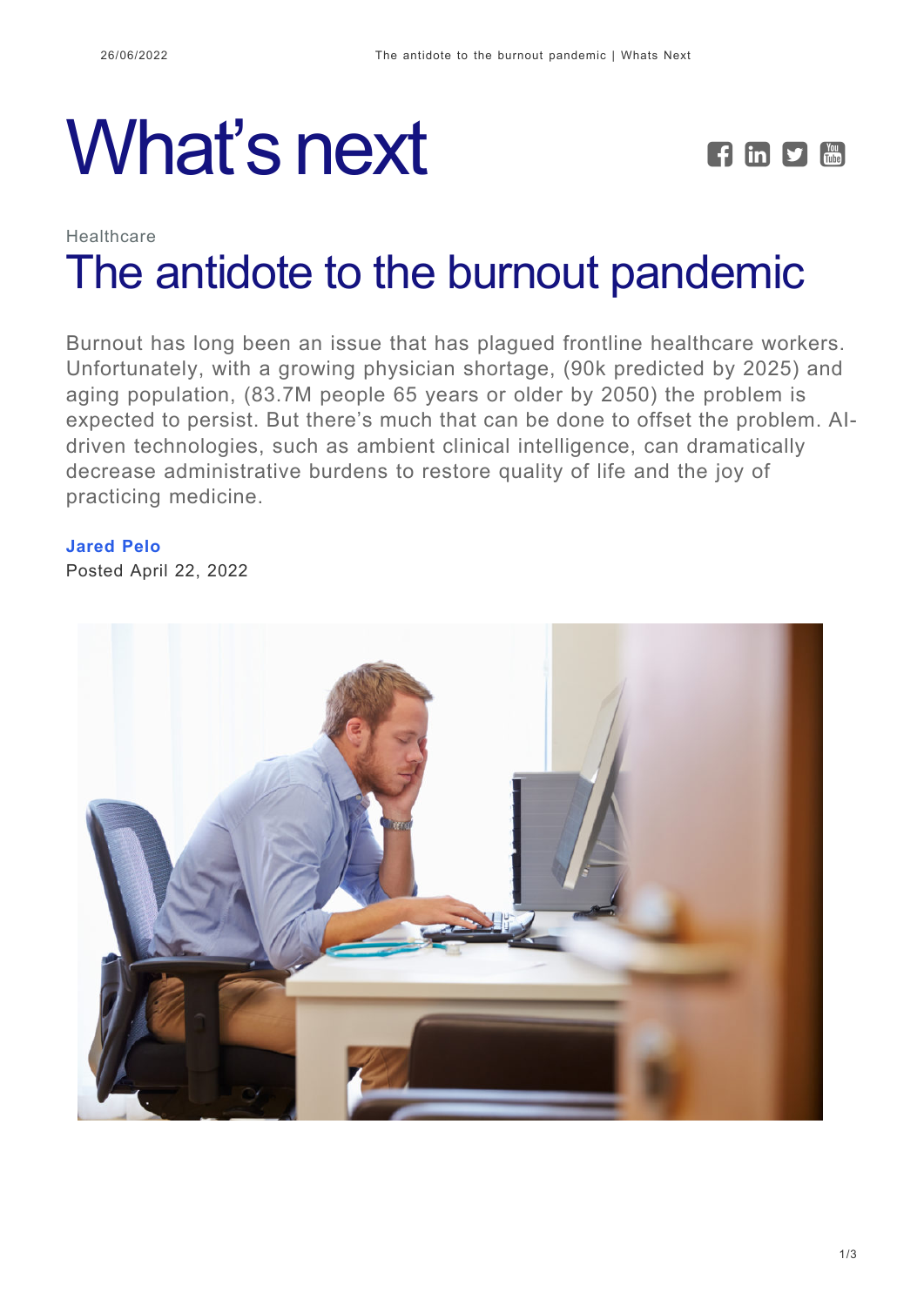# What's next

Healthcare

## The antidote to the burnout pandemic

Burnout has long been an issue that has plagued frontline healthcare workers. Unfortunately, with a growing physician shortage, (90k predicted by 2025) and aging population, (83.7M people 65 years or older by 2050) the problem is expected to persist. But there's much that can be done to offset the problem. AI-driven technologies, such as ambient clinical intelligence, can dramatically decrease administrative burdens to restore quality of life and the joy of practicing medicine.

**Jared Pelo**

Posted April 22, 2022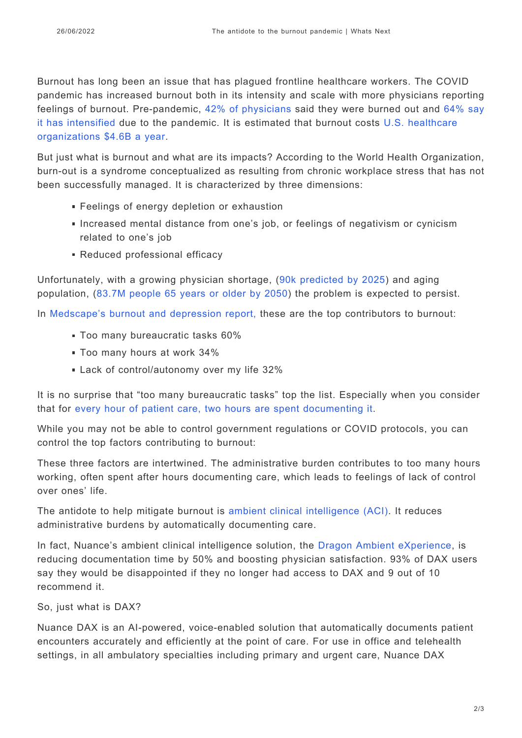Burnout has long been an issue that has plagued frontline healthcare workers. The COVID pandemic has increased burnout both in its intensity and scale with more physicians reporting feelings of burnout. Pre-pandemic, 42% of physicians said they were burned out and 64% say it has intensified due to the pandemic. It is estimated that burnout costs U.S. healthcare organizations $4.6B a year.

But just what is burnout and what are its impacts? According to the World Health Organization, burn-out is a syndrome conceptualized as resulting from chronic workplace stress that has not been successfully managed. It is characterized by three dimensions:

- Feelings of energy depletion or exhaustion
- Increased mental distance from one's job, or feelings of negativism or cynicism related to one's job
- Reduced professional efficacy

Unfortunately, with a growing physician shortage, (90k predicted by 2025) and aging population, (83.7M people 65 years or older by 2050) the problem is expected to persist.

In Medscape's burnout and depression report, these are the top contributors to burnout:

- Too many bureaucratic tasks 60%
- Too many hours at work 34%
- Lack of control/autonomy over my life 32%

It is no surprise that "too many bureaucratic tasks" top the list. Especially when you consider that for every hour of patient care, two hours are spent documenting it.

While you may not be able to control government regulations or COVID protocols, you can control the top factors contributing to burnout:

These three factors are intertwined. The administrative burden contributes to too many hours working, often spent after hours documenting care, which leads to feelings of lack of control over ones' life.

The antidote to help mitigate burnout is ambient clinical intelligence (ACI). It reduces administrative burdens by automatically documenting care.

In fact, Nuance's ambient clinical intelligence solution, the Dragon Ambient eXperience, is reducing documentation time by 50% and boosting physician satisfaction. 93% of DAX users say they would be disappointed if they no longer had access to DAX and 9 out of 10 recommend it.

So, just what is DAX?

Nuance DAX is an AI-powered, voice-enabled solution that automatically documents patient encounters accurately and efficiently at the point of care. For use in office and telehealth settings, in all ambulatory specialties including primary and urgent care, Nuance DAX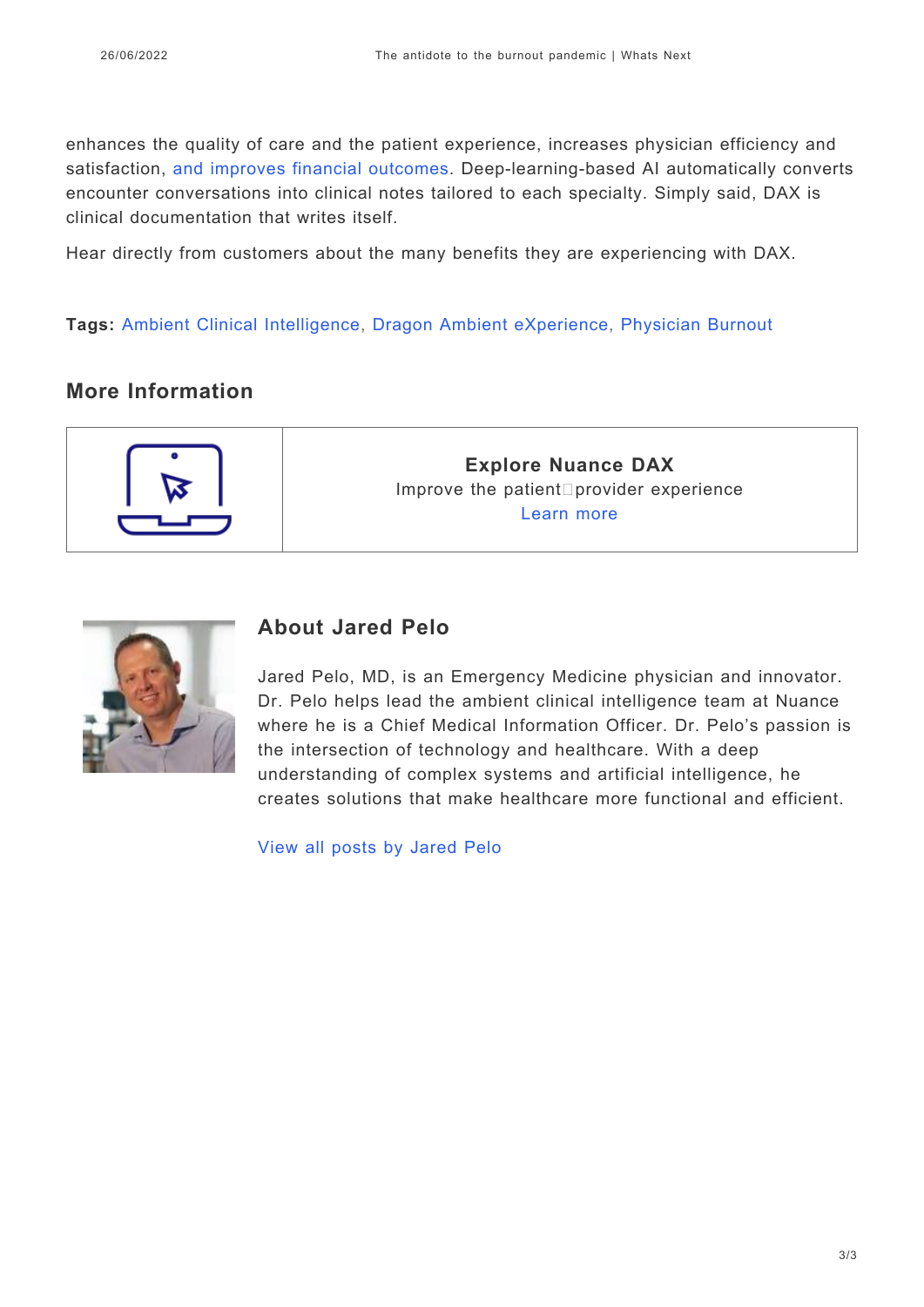enhances the quality of care and the patient experience, increases physician efficiency and satisfaction, and improves financial outcomes. Deep-learning-based AI automatically converts encounter conversations into clinical notes tailored to each specialty. Simply said, DAX is clinical documentation that writes itself.

Hear directly from customers about the many benefits they are experiencing with DAX.

**Tags:** Ambient Clinical Intelligence, Dragon Ambient eXperience, Physician Burnout

## More Information

**Explore Nuance DAX**
Improve the patient provider experience
Learn more

## About Jared Pelo

Jared Pelo, MD, is an Emergency Medicine physician and innovator. Dr. Pelo helps lead the ambient clinical intelligence team at Nuance where he is a Chief Medical Information Officer. Dr. Pelo's passion is the intersection of technology and healthcare. With a deep understanding of complex systems and artificial intelligence, he creates solutions that make healthcare more functional and efficient.

View all posts by Jared Pelo